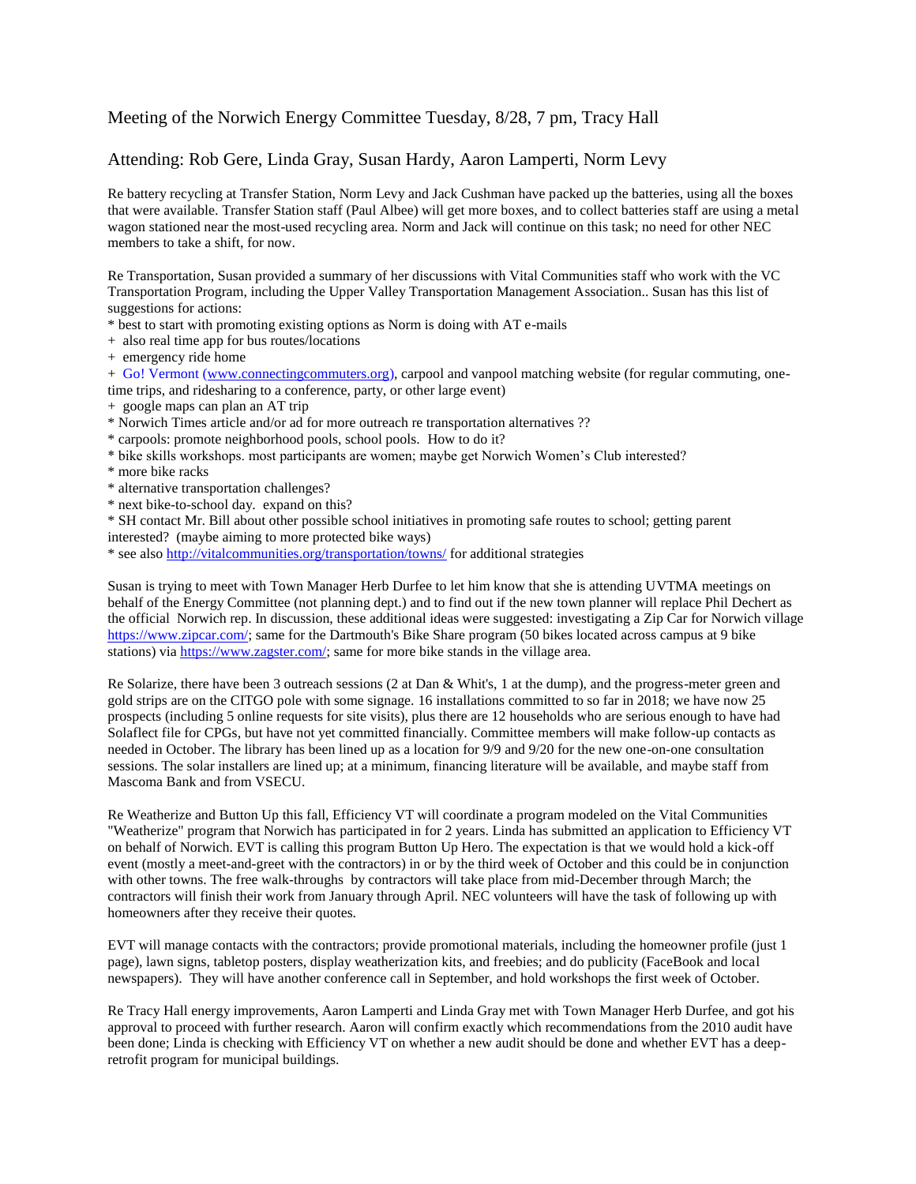# Meeting of the Norwich Energy Committee Tuesday, 8/28, 7 pm, Tracy Hall

## Attending: Rob Gere, Linda Gray, Susan Hardy, Aaron Lamperti, Norm Levy

Re battery recycling at Transfer Station, Norm Levy and Jack Cushman have packed up the batteries, using all the boxes that were available. Transfer Station staff (Paul Albee) will get more boxes, and to collect batteries staff are using a metal wagon stationed near the most-used recycling area. Norm and Jack will continue on this task; no need for other NEC members to take a shift, for now.

Re Transportation, Susan provided a summary of her discussions with Vital Communities staff who work with the VC Transportation Program, including the Upper Valley Transportation Management Association.. Susan has this list of suggestions for actions:

* best to start with promoting existing options as Norm is doing with AT e-mails
+ also real time app for bus routes/locations
+ emergency ride home
+ Go! Vermont (www.connectingcommuters.org), carpool and vanpool matching website (for regular commuting, one-time trips, and ridesharing to a conference, party, or other large event)
+ google maps can plan an AT trip
* Norwich Times article and/or ad for more outreach re transportation alternatives ??
* carpools: promote neighborhood pools, school pools. How to do it?
* bike skills workshops. most participants are women; maybe get Norwich Women's Club interested?
* more bike racks
* alternative transportation challenges?
* next bike-to-school day. expand on this?
* SH contact Mr. Bill about other possible school initiatives in promoting safe routes to school; getting parent interested? (maybe aiming to more protected bike ways)
* see also http://vitalcommunities.org/transportation/towns/ for additional strategies

Susan is trying to meet with Town Manager Herb Durfee to let him know that she is attending UVTMA meetings on behalf of the Energy Committee (not planning dept.) and to find out if the new town planner will replace Phil Dechert as the official Norwich rep. In discussion, these additional ideas were suggested: investigating a Zip Car for Norwich village https://www.zipcar.com/; same for the Dartmouth's Bike Share program (50 bikes located across campus at 9 bike stations) via https://www.zagster.com/; same for more bike stands in the village area.

Re Solarize, there have been 3 outreach sessions (2 at Dan & Whit's, 1 at the dump), and the progress-meter green and gold strips are on the CITGO pole with some signage. 16 installations committed to so far in 2018; we have now 25 prospects (including 5 online requests for site visits), plus there are 12 households who are serious enough to have had Solaflect file for CPGs, but have not yet committed financially. Committee members will make follow-up contacts as needed in October. The library has been lined up as a location for 9/9 and 9/20 for the new one-on-one consultation sessions. The solar installers are lined up; at a minimum, financing literature will be available, and maybe staff from Mascoma Bank and from VSECU.

Re Weatherize and Button Up this fall, Efficiency VT will coordinate a program modeled on the Vital Communities "Weatherize" program that Norwich has participated in for 2 years. Linda has submitted an application to Efficiency VT on behalf of Norwich. EVT is calling this program Button Up Hero. The expectation is that we would hold a kick-off event (mostly a meet-and-greet with the contractors) in or by the third week of October and this could be in conjunction with other towns. The free walk-throughs by contractors will take place from mid-December through March; the contractors will finish their work from January through April. NEC volunteers will have the task of following up with homeowners after they receive their quotes.

EVT will manage contacts with the contractors; provide promotional materials, including the homeowner profile (just 1 page), lawn signs, tabletop posters, display weatherization kits, and freebies; and do publicity (FaceBook and local newspapers). They will have another conference call in September, and hold workshops the first week of October.

Re Tracy Hall energy improvements, Aaron Lamperti and Linda Gray met with Town Manager Herb Durfee, and got his approval to proceed with further research. Aaron will confirm exactly which recommendations from the 2010 audit have been done; Linda is checking with Efficiency VT on whether a new audit should be done and whether EVT has a deep-retrofit program for municipal buildings.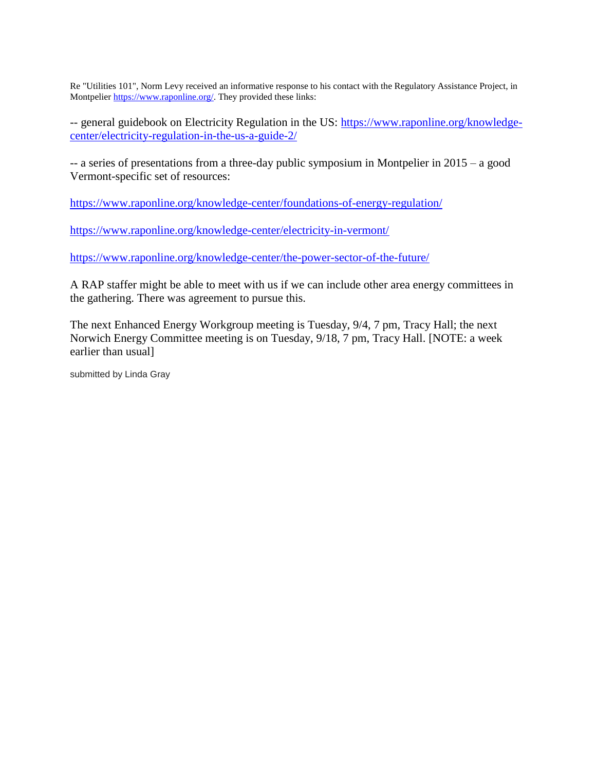Re "Utilities 101", Norm Levy received an informative response to his contact with the Regulatory Assistance Project, in Montpelier https://www.raponline.org/. They provided these links:

-- general guidebook on Electricity Regulation in the US: https://www.raponline.org/knowledge-center/electricity-regulation-in-the-us-a-guide-2/

-- a series of presentations from a three-day public symposium in Montpelier in 2015 – a good Vermont-specific set of resources:

https://www.raponline.org/knowledge-center/foundations-of-energy-regulation/

https://www.raponline.org/knowledge-center/electricity-in-vermont/

https://www.raponline.org/knowledge-center/the-power-sector-of-the-future/

A RAP staffer might be able to meet with us if we can include other area energy committees in the gathering. There was agreement to pursue this.

The next Enhanced Energy Workgroup meeting is Tuesday, 9/4, 7 pm, Tracy Hall; the next Norwich Energy Committee meeting is on Tuesday, 9/18, 7 pm, Tracy Hall. [NOTE: a week earlier than usual]

submitted by Linda Gray